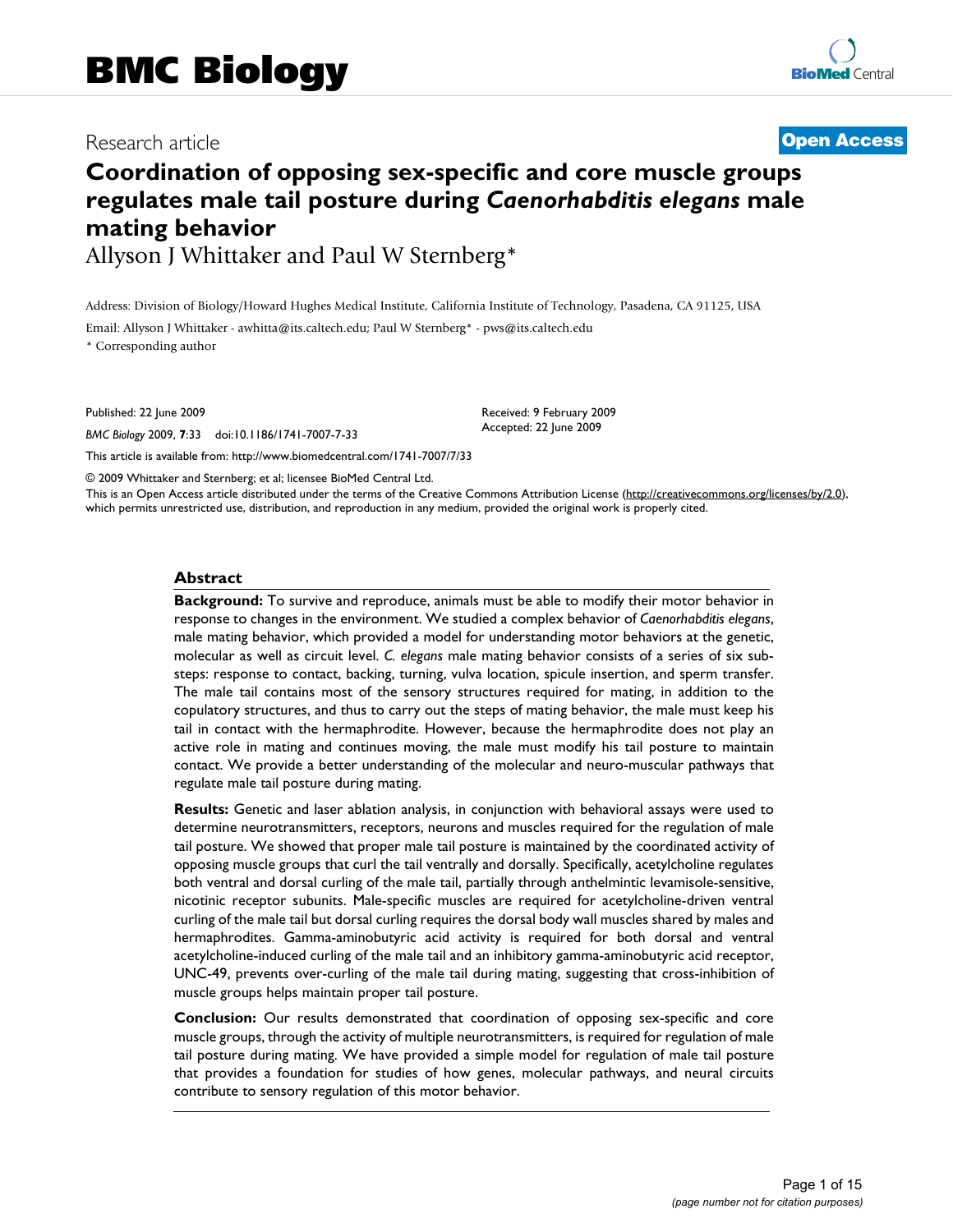# BMC Biology

Research article

**Open Access**

# Coordination of opposing sex-specific and core muscle groups regulates male tail posture during *Caenorhabditis elegans* male mating behavior

Allyson J Whittaker and Paul W Sternberg*

Address: Division of Biology/Howard Hughes Medical Institute, California Institute of Technology, Pasadena, CA 91125, USA

Email: Allyson J Whittaker - awhitta@its.caltech.edu; Paul W Sternberg* - pws@its.caltech.edu

\* Corresponding author

Published: 22 June 2009

*BMC Biology* 2009, **7**:33 doi:10.1186/1741-7007-7-33

Received: 9 February 2009
Accepted: 22 June 2009

This article is available from: http://www.biomedcentral.com/1741-7007/7/33

© 2009 Whittaker and Sternberg; et al; licensee BioMed Central Ltd.

This is an Open Access article distributed under the terms of the Creative Commons Attribution License (http://creativecommons.org/licenses/by/2.0), which permits unrestricted use, distribution, and reproduction in any medium, provided the original work is properly cited.

## Abstract

**Background:** To survive and reproduce, animals must be able to modify their motor behavior in response to changes in the environment. We studied a complex behavior of *Caenorhabditis elegans*, male mating behavior, which provided a model for understanding motor behaviors at the genetic, molecular as well as circuit level. *C. elegans* male mating behavior consists of a series of six sub-steps: response to contact, backing, turning, vulva location, spicule insertion, and sperm transfer. The male tail contains most of the sensory structures required for mating, in addition to the copulatory structures, and thus to carry out the steps of mating behavior, the male must keep his tail in contact with the hermaphrodite. However, because the hermaphrodite does not play an active role in mating and continues moving, the male must modify his tail posture to maintain contact. We provide a better understanding of the molecular and neuro-muscular pathways that regulate male tail posture during mating.

**Results:** Genetic and laser ablation analysis, in conjunction with behavioral assays were used to determine neurotransmitters, receptors, neurons and muscles required for the regulation of male tail posture. We showed that proper male tail posture is maintained by the coordinated activity of opposing muscle groups that curl the tail ventrally and dorsally. Specifically, acetylcholine regulates both ventral and dorsal curling of the male tail, partially through anthelmintic levamisole-sensitive, nicotinic receptor subunits. Male-specific muscles are required for acetylcholine-driven ventral curling of the male tail but dorsal curling requires the dorsal body wall muscles shared by males and hermaphrodites. Gamma-aminobutyric acid activity is required for both dorsal and ventral acetylcholine-induced curling of the male tail and an inhibitory gamma-aminobutyric acid receptor, UNC-49, prevents over-curling of the male tail during mating, suggesting that cross-inhibition of muscle groups helps maintain proper tail posture.

**Conclusion:** Our results demonstrated that coordination of opposing sex-specific and core muscle groups, through the activity of multiple neurotransmitters, is required for regulation of male tail posture during mating. We have provided a simple model for regulation of male tail posture that provides a foundation for studies of how genes, molecular pathways, and neural circuits contribute to sensory regulation of this motor behavior.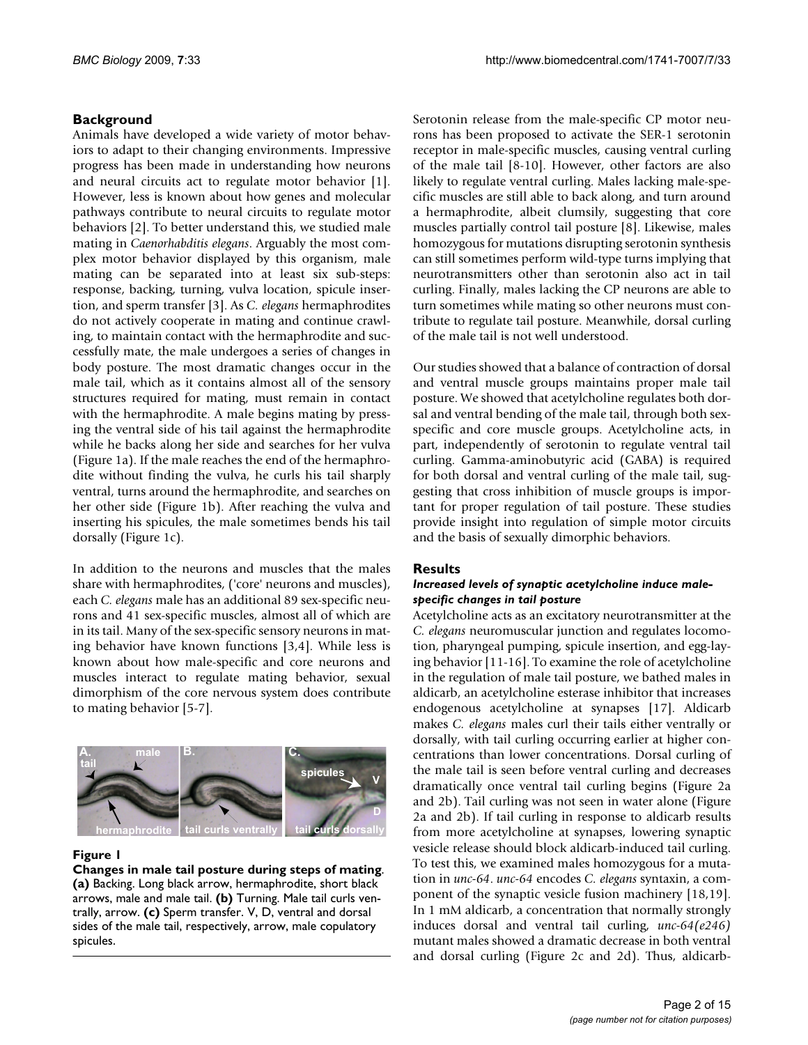## Background

Animals have developed a wide variety of motor behaviors to adapt to their changing environments. Impressive progress has been made in understanding how neurons and neural circuits act to regulate motor behavior [1]. However, less is known about how genes and molecular pathways contribute to neural circuits to regulate motor behaviors [2]. To better understand this, we studied male mating in *Caenorhabditis elegans*. Arguably the most complex motor behavior displayed by this organism, male mating can be separated into at least six sub-steps: response, backing, turning, vulva location, spicule insertion, and sperm transfer [3]. As *C. elegans* hermaphrodites do not actively cooperate in mating and continue crawling, to maintain contact with the hermaphrodite and successfully mate, the male undergoes a series of changes in body posture. The most dramatic changes occur in the male tail, which as it contains almost all of the sensory structures required for mating, must remain in contact with the hermaphrodite. A male begins mating by pressing the ventral side of his tail against the hermaphrodite while he backs along her side and searches for her vulva (Figure 1a). If the male reaches the end of the hermaphrodite without finding the vulva, he curls his tail sharply ventral, turns around the hermaphrodite, and searches on her other side (Figure 1b). After reaching the vulva and inserting his spicules, the male sometimes bends his tail dorsally (Figure 1c).

In addition to the neurons and muscles that the males share with hermaphrodites, ('core' neurons and muscles), each *C. elegans* male has an additional 89 sex-specific neurons and 41 sex-specific muscles, almost all of which are in its tail. Many of the sex-specific sensory neurons in mating behavior have known functions [3,4]. While less is known about how male-specific and core neurons and muscles interact to regulate mating behavior, sexual dimorphism of the core nervous system does contribute to mating behavior [5-7].

**Figure 1**

**Changes in male tail posture during steps of mating**. **(a)** Backing. Long black arrow, hermaphrodite, short black arrows, male and male tail. **(b)** Turning. Male tail curls ventrally, arrow. **(c)** Sperm transfer. V, D, ventral and dorsal sides of the male tail, respectively, arrow, male copulatory spicules.

Serotonin release from the male-specific CP motor neurons has been proposed to activate the SER-1 serotonin receptor in male-specific muscles, causing ventral curling of the male tail [8-10]. However, other factors are also likely to regulate ventral curling. Males lacking male-specific muscles are still able to back along, and turn around a hermaphrodite, albeit clumsily, suggesting that core muscles partially control tail posture [8]. Likewise, males homozygous for mutations disrupting serotonin synthesis can still sometimes perform wild-type turns implying that neurotransmitters other than serotonin also act in tail curling. Finally, males lacking the CP neurons are able to turn sometimes while mating so other neurons must contribute to regulate tail posture. Meanwhile, dorsal curling of the male tail is not well understood.

Our studies showed that a balance of contraction of dorsal and ventral muscle groups maintains proper male tail posture. We showed that acetylcholine regulates both dorsal and ventral bending of the male tail, through both sex-specific and core muscle groups. Acetylcholine acts, in part, independently of serotonin to regulate ventral tail curling. Gamma-aminobutyric acid (GABA) is required for both dorsal and ventral curling of the male tail, suggesting that cross inhibition of muscle groups is important for proper regulation of tail posture. These studies provide insight into regulation of simple motor circuits and the basis of sexually dimorphic behaviors.

## Results

### *Increased levels of synaptic acetylcholine induce male-specific changes in tail posture*

Acetylcholine acts as an excitatory neurotransmitter at the *C. elegans* neuromuscular junction and regulates locomotion, pharyngeal pumping, spicule insertion, and egg-laying behavior [11-16]. To examine the role of acetylcholine in the regulation of male tail posture, we bathed males in aldicarb, an acetylcholine esterase inhibitor that increases endogenous acetylcholine at synapses [17]. Aldicarb makes *C. elegans* males curl their tails either ventrally or dorsally, with tail curling occurring earlier at higher concentrations than lower concentrations. Dorsal curling of the male tail is seen before ventral curling and decreases dramatically once ventral tail curling begins (Figure 2a and 2b). Tail curling was not seen in water alone (Figure 2a and 2b). If tail curling in response to aldicarb results from more acetylcholine at synapses, lowering synaptic vesicle release should block aldicarb-induced tail curling. To test this, we examined males homozygous for a mutation in *unc-64*. *unc-64* encodes *C. elegans* syntaxin, a component of the synaptic vesicle fusion machinery [18,19]. In 1 mM aldicarb, a concentration that normally strongly induces dorsal and ventral tail curling, *unc-64(e246)* mutant males showed a dramatic decrease in both ventral and dorsal curling (Figure 2c and 2d). Thus, aldicarb-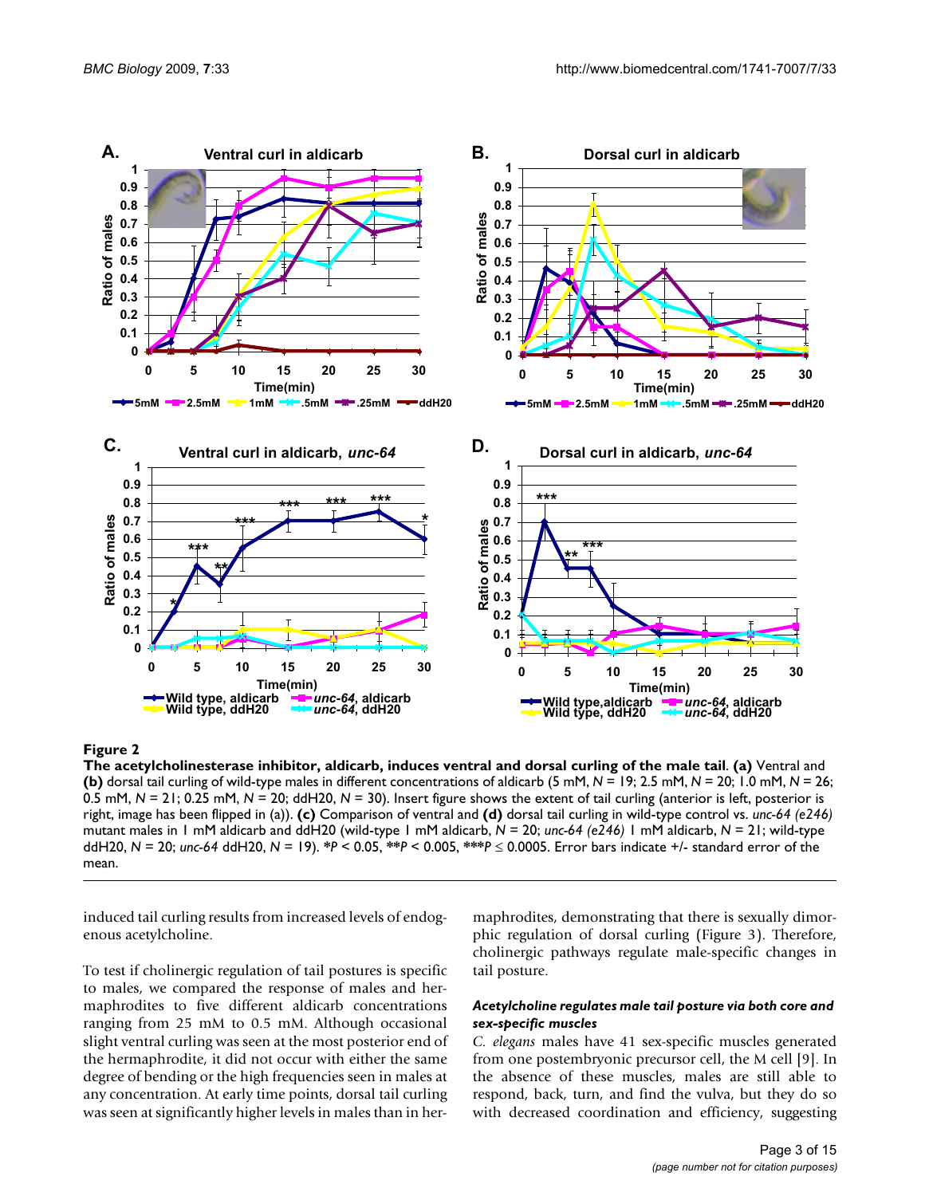**Figure 2**

**The acetylcholinesterase inhibitor, aldicarb, induces ventral and dorsal curling of the male tail**. **(a)** Ventral and **(b)** dorsal tail curling of wild-type males in different concentrations of aldicarb (5 mM, *N* = 19; 2.5 mM, *N* = 20; 1.0 mM, *N* = 26; 0.5 mM, *N* = 21; 0.25 mM, *N* = 20; ddH20, *N* = 30). Insert figure shows the extent of tail curling (anterior is left, posterior is right, image has been flipped in (a)). **(c)** Comparison of ventral and **(d)** dorsal tail curling in wild-type control vs. *unc-64 (e246)* mutant males in 1 mM aldicarb and ddH20 (wild-type 1 mM aldicarb, *N* = 20; *unc-64 (e246)* 1 mM aldicarb, *N* = 21; wild-type ddH20, *N* = 20; *unc-64* ddH20, *N* = 19). *$P < 0.05$, **$P < 0.005$, ***$P \leq 0.0005$. Error bars indicate +/- standard error of the mean.

induced tail curling results from increased levels of endogenous acetylcholine.

To test if cholinergic regulation of tail postures is specific to males, we compared the response of males and hermaphrodites to five different aldicarb concentrations ranging from 25 mM to 0.5 mM. Although occasional slight ventral curling was seen at the most posterior end of the hermaphrodite, it did not occur with either the same degree of bending or the high frequencies seen in males at any concentration. At early time points, dorsal tail curling was seen at significantly higher levels in males than in hermaphrodites, demonstrating that there is sexually dimorphic regulation of dorsal curling (Figure 3). Therefore, cholinergic pathways regulate male-specific changes in tail posture.

#### *Acetylcholine regulates male tail posture via both core and sex-specific muscles*

*C. elegans* males have 41 sex-specific muscles generated from one postembryonic precursor cell, the M cell [9]. In the absence of these muscles, males are still able to respond, back, turn, and find the vulva, but they do so with decreased coordination and efficiency, suggesting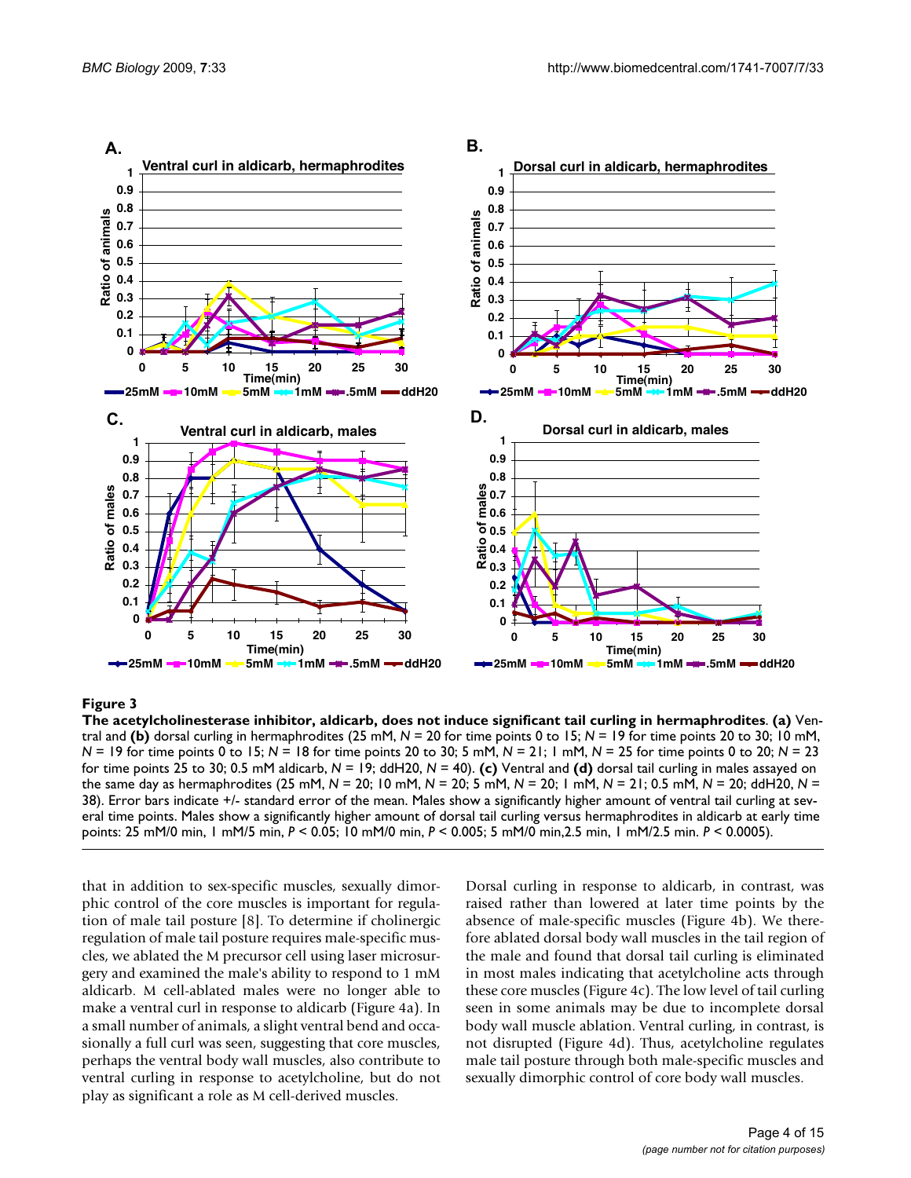**Figure 3**

**The acetylcholinesterase inhibitor, aldicarb, does not induce significant tail curling in hermaphrodites**. **(a)** Ventral and **(b)** dorsal curling in hermaphrodites (25 mM, *N* = 20 for time points 0 to 15; *N* = 19 for time points 20 to 30; 10 mM, *N* = 19 for time points 0 to 15; *N* = 18 for time points 20 to 30; 5 mM, *N* = 21; 1 mM, *N* = 25 for time points 0 to 20; *N* = 23 for time points 25 to 30; 0.5 mM aldicarb, *N* = 19; ddH20, *N* = 40). **(c)** Ventral and **(d)** dorsal tail curling in males assayed on the same day as hermaphrodites (25 mM, *N* = 20; 10 mM, *N* = 20; 5 mM, *N* = 20; 1 mM, *N* = 21; 0.5 mM, *N* = 20; ddH20, *N* = 38). Error bars indicate +/- standard error of the mean. Males show a significantly higher amount of ventral tail curling at several time points. Males show a significantly higher amount of dorsal tail curling versus hermaphrodites in aldicarb at early time points: 25 mM/0 min, 1 mM/5 min, $P < 0.05$; 10 mM/0 min, $P < 0.005$; 5 mM/0 min,2.5 min, 1 mM/2.5 min. $P < 0.0005$).

that in addition to sex-specific muscles, sexually dimorphic control of the core muscles is important for regulation of male tail posture [8]. To determine if cholinergic regulation of male tail posture requires male-specific muscles, we ablated the M precursor cell using laser microsurgery and examined the male's ability to respond to 1 mM aldicarb. M cell-ablated males were no longer able to make a ventral curl in response to aldicarb (Figure 4a). In a small number of animals, a slight ventral bend and occasionally a full curl was seen, suggesting that core muscles, perhaps the ventral body wall muscles, also contribute to ventral curling in response to acetylcholine, but do not play as significant a role as M cell-derived muscles.

Dorsal curling in response to aldicarb, in contrast, was raised rather than lowered at later time points by the absence of male-specific muscles (Figure 4b). We therefore ablated dorsal body wall muscles in the tail region of the male and found that dorsal tail curling is eliminated in most males indicating that acetylcholine acts through these core muscles (Figure 4c). The low level of tail curling seen in some animals may be due to incomplete dorsal body wall muscle ablation. Ventral curling, in contrast, is not disrupted (Figure 4d). Thus, acetylcholine regulates male tail posture through both male-specific muscles and sexually dimorphic control of core body wall muscles.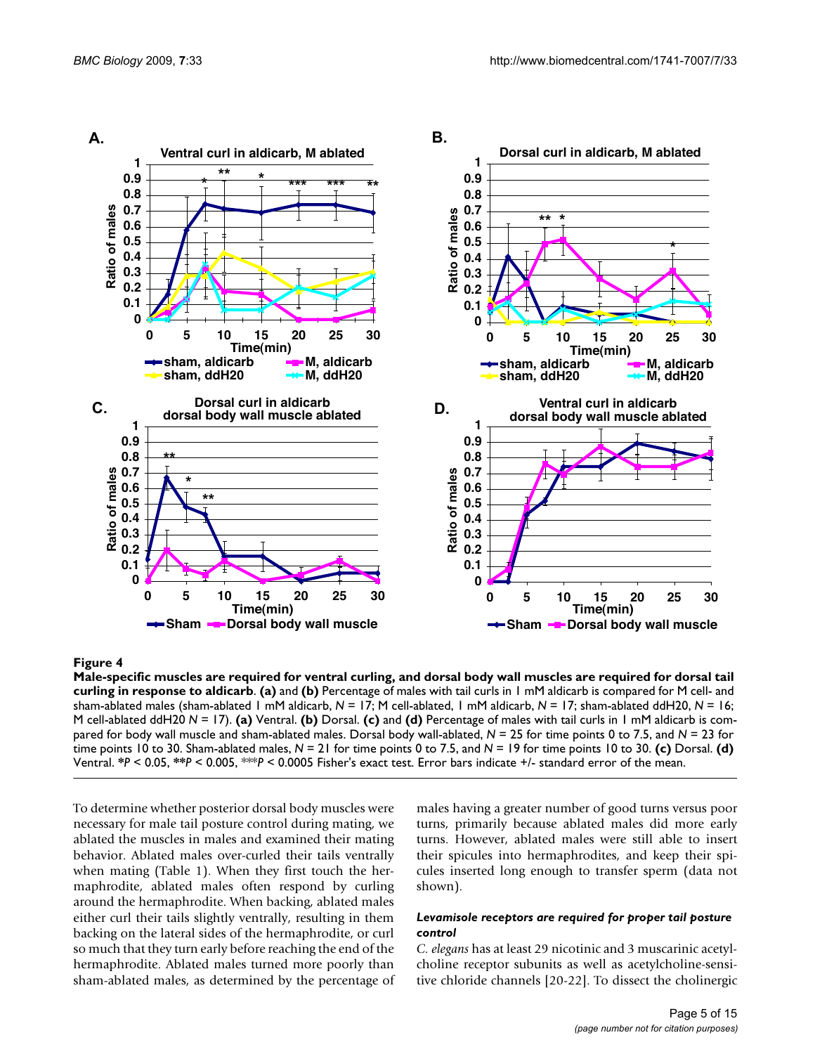**Figure 4**

**Male-specific muscles are required for ventral curling, and dorsal body wall muscles are required for dorsal tail curling in response to aldicarb**. **(a)** and **(b)** Percentage of males with tail curls in 1 mM aldicarb is compared for M cell- and sham-ablated males (sham-ablated 1 mM aldicarb, *N* = 17; M cell-ablated, 1 mM aldicarb, *N* = 17; sham-ablated ddH20, *N* = 16; M cell-ablated ddH20 *N* = 17). **(a)** Ventral. **(b)** Dorsal. **(c)** and **(d)** Percentage of males with tail curls in 1 mM aldicarb is compared for body wall muscle and sham-ablated males. Dorsal body wall-ablated, *N* = 25 for time points 0 to 7.5, and *N* = 23 for time points 10 to 30. Sham-ablated males, *N* = 21 for time points 0 to 7.5, and *N* = 19 for time points 10 to 30. **(c)** Dorsal. **(d)** Ventral. *$P < 0.05$, **$P < 0.005$, ***$P < 0.0005$ Fisher's exact test. Error bars indicate +/- standard error of the mean.

To determine whether posterior dorsal body muscles were necessary for male tail posture control during mating, we ablated the muscles in males and examined their mating behavior. Ablated males over-curled their tails ventrally when mating (Table 1). When they first touch the hermaphrodite, ablated males often respond by curling around the hermaphrodite. When backing, ablated males either curl their tails slightly ventrally, resulting in them backing on the lateral sides of the hermaphrodite, or curl so much that they turn early before reaching the end of the hermaphrodite. Ablated males turned more poorly than sham-ablated males, as determined by the percentage of males having a greater number of good turns versus poor turns, primarily because ablated males did more early turns. However, ablated males were still able to insert their spicules into hermaphrodites, and keep their spicules inserted long enough to transfer sperm (data not shown).

#### *Levamisole receptors are required for proper tail posture control*

*C. elegans* has at least 29 nicotinic and 3 muscarinic acetylcholine receptor subunits as well as acetylcholine-sensitive chloride channels [20-22]. To dissect the cholinergic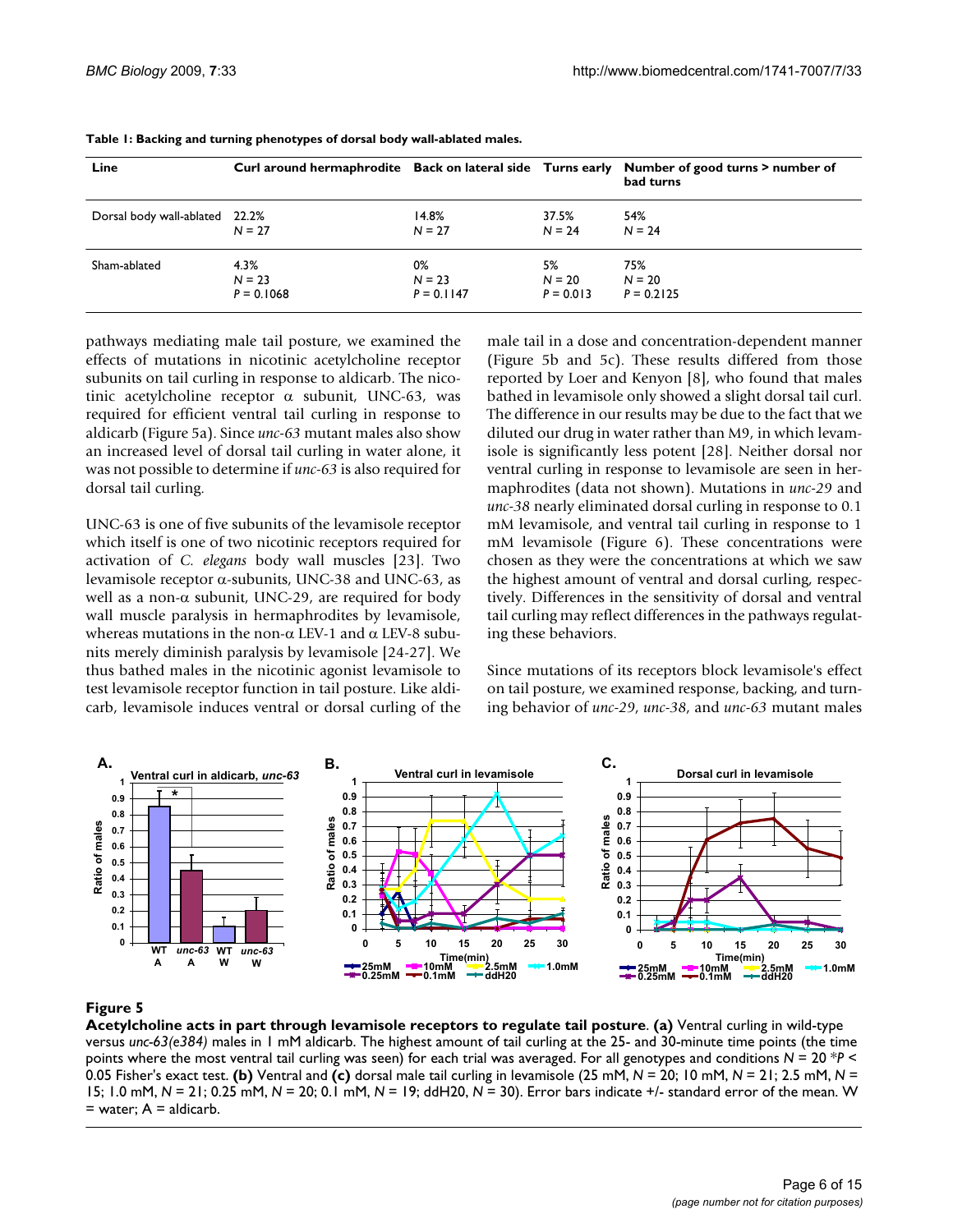**Table 1: Backing and turning phenotypes of dorsal body wall-ablated males.**

| Line | Curl around hermaphrodite | Back on lateral side | Turns early | Number of good turns > number of bad turns |
|---|---|---|---|---|
| Dorsal body wall-ablated | 22.2% N = 27 | 14.8% N = 27 | 37.5% N = 24 | 54% N = 24 |
| Sham-ablated | 4.3% N = 23 P = 0.1068 | 0% N = 23 P = 0.1147 | 5% N = 20 P = 0.013 | 75% N = 20 P = 0.2125 |

pathways mediating male tail posture, we examined the effects of mutations in nicotinic acetylcholine receptor subunits on tail curling in response to aldicarb. The nicotinic acetylcholine receptor α subunit, UNC-63, was required for efficient ventral tail curling in response to aldicarb (Figure 5a). Since *unc-63* mutant males also show an increased level of dorsal tail curling in water alone, it was not possible to determine if *unc-63* is also required for dorsal tail curling.

UNC-63 is one of five subunits of the levamisole receptor which itself is one of two nicotinic receptors required for activation of *C. elegans* body wall muscles [23]. Two levamisole receptor α-subunits, UNC-38 and UNC-63, as well as a non-α subunit, UNC-29, are required for body wall muscle paralysis in hermaphrodites by levamisole, whereas mutations in the non-α LEV-1 and α LEV-8 subunits merely diminish paralysis by levamisole [24-27]. We thus bathed males in the nicotinic agonist levamisole to test levamisole receptor function in tail posture. Like aldicarb, levamisole induces ventral or dorsal curling of the male tail in a dose and concentration-dependent manner (Figure 5b and 5c). These results differed from those reported by Loer and Kenyon [8], who found that males bathed in levamisole only showed a slight dorsal tail curl. The difference in our results may be due to the fact that we diluted our drug in water rather than M9, in which levamisole is significantly less potent [28]. Neither dorsal nor ventral curling in response to levamisole are seen in hermaphrodites (data not shown). Mutations in *unc-29* and *unc-38* nearly eliminated dorsal curling in response to 0.1 mM levamisole, and ventral tail curling in response to 1 mM levamisole (Figure 6). These concentrations were chosen as they were the concentrations at which we saw the highest amount of ventral and dorsal curling, respectively. Differences in the sensitivity of dorsal and ventral tail curling may reflect differences in the pathways regulating these behaviors.

Since mutations of its receptors block levamisole's effect on tail posture, we examined response, backing, and turning behavior of *unc-29*, *unc-38*, and *unc-63* mutant males

**Figure 5**

**Acetylcholine acts in part through levamisole receptors to regulate tail posture**. **(a)** Ventral curling in wild-type versus *unc-63(e384)* males in 1 mM aldicarb. The highest amount of tail curling at the 25- and 30-minute time points (the time points where the most ventral tail curling was seen) for each trial was averaged. For all genotypes and conditions $N = 20$ \*$P < 0.05$ Fisher's exact test. **(b)** Ventral and **(c)** dorsal male tail curling in levamisole (25 mM, $N = 20$; 10 mM, $N = 21$; 2.5 mM, $N = 15$; 1.0 mM, $N = 21$; 0.25 mM, $N = 20$; 0.1 mM, $N = 19$; ddH20, $N = 30$). Error bars indicate +/- standard error of the mean. W = water; A = aldicarb.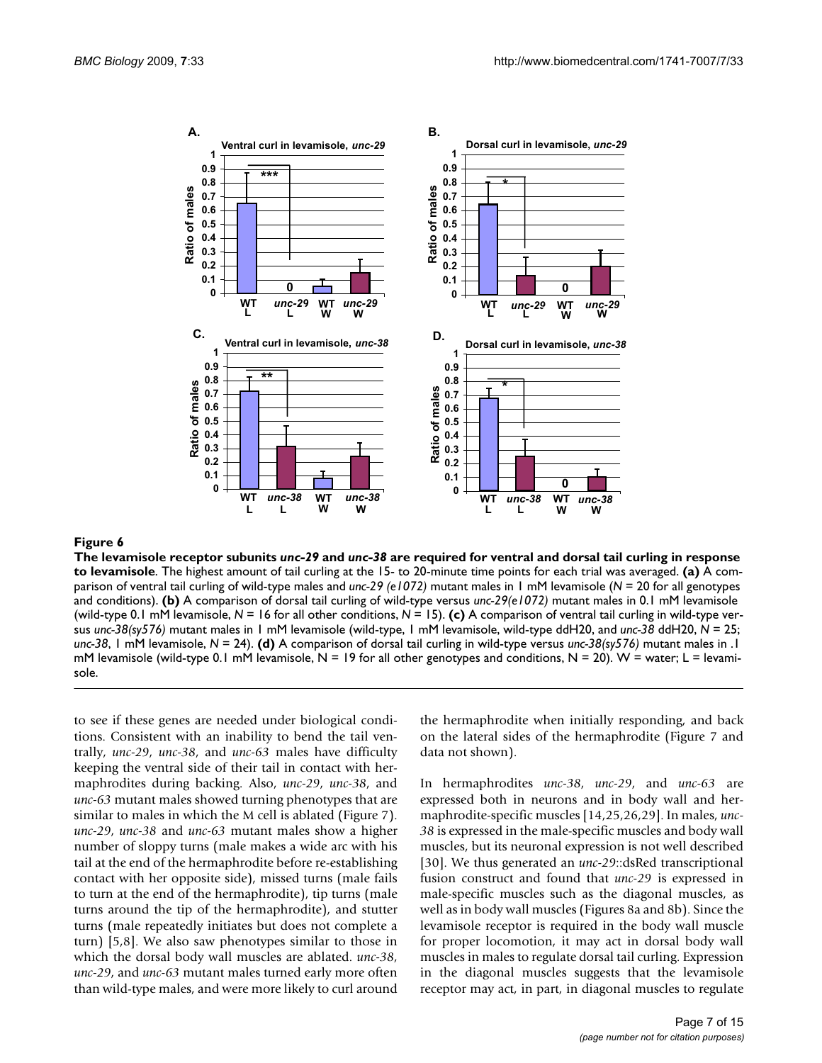**Figure 6**

**The levamisole receptor subunits *unc-29* and *unc-38* are required for ventral and dorsal tail curling in response to levamisole**. The highest amount of tail curling at the 15- to 20-minute time points for each trial was averaged. **(a)** A comparison of ventral tail curling of wild-type males and *unc-29 (e1072)* mutant males in 1 mM levamisole (*N* = 20 for all genotypes and conditions). **(b)** A comparison of dorsal tail curling of wild-type versus *unc-29(e1072)* mutant males in 0.1 mM levamisole (wild-type 0.1 mM levamisole, *N* = 16 for all other conditions, *N* = 15). **(c)** A comparison of ventral tail curling in wild-type versus *unc-38(sy576)* mutant males in 1 mM levamisole (wild-type, 1 mM levamisole, wild-type ddH20, and *unc-38* ddH20, *N* = 25; *unc-38*, 1 mM levamisole, *N* = 24). **(d)** A comparison of dorsal tail curling in wild-type versus *unc-38(sy576)* mutant males in .1 mM levamisole (wild-type 0.1 mM levamisole, N = 19 for all other genotypes and conditions, N = 20). W = water; L = levamisole.

to see if these genes are needed under biological conditions. Consistent with an inability to bend the tail ventrally, *unc-29*, *unc-38*, and *unc-63* males have difficulty keeping the ventral side of their tail in contact with hermaphrodites during backing. Also, *unc-29*, *unc-38*, and *unc-63* mutant males showed turning phenotypes that are similar to males in which the M cell is ablated (Figure 7). *unc-29*, *unc-38* and *unc-63* mutant males show a higher number of sloppy turns (male makes a wide arc with his tail at the end of the hermaphrodite before re-establishing contact with her opposite side), missed turns (male fails to turn at the end of the hermaphrodite), tip turns (male turns around the tip of the hermaphrodite), and stutter turns (male repeatedly initiates but does not complete a turn) [5,8]. We also saw phenotypes similar to those in which the dorsal body wall muscles are ablated. *unc-38*, *unc-29*, and *unc-63* mutant males turned early more often than wild-type males, and were more likely to curl around the hermaphrodite when initially responding, and back on the lateral sides of the hermaphrodite (Figure 7 and data not shown).

In hermaphrodites *unc-38*, *unc-29*, and *unc-63* are expressed both in neurons and in body wall and hermaphrodite-specific muscles [14,25,26,29]. In males, *unc-38* is expressed in the male-specific muscles and body wall muscles, but its neuronal expression is not well described [30]. We thus generated an *unc-29*::dsRed transcriptional fusion construct and found that *unc-29* is expressed in male-specific muscles such as the diagonal muscles, as well as in body wall muscles (Figures 8a and 8b). Since the levamisole receptor is required in the body wall muscle for proper locomotion, it may act in dorsal body wall muscles in males to regulate dorsal tail curling. Expression in the diagonal muscles suggests that the levamisole receptor may act, in part, in diagonal muscles to regulate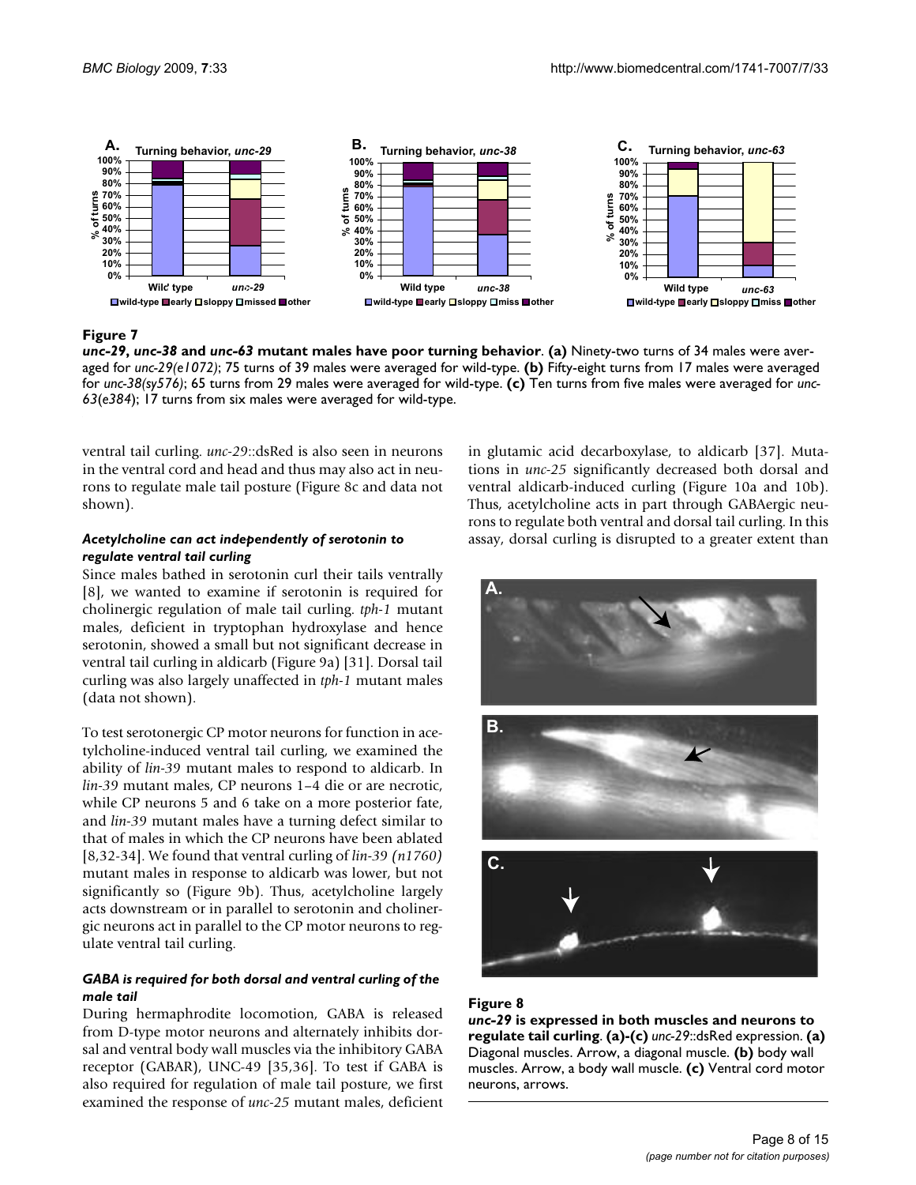**Figure 7**

***unc-29*, *unc-38* and *unc-63* mutant males have poor turning behavior**. **(a)** Ninety-two turns of 34 males were averaged for *unc-29(e1072)*; 75 turns of 39 males were averaged for wild-type. **(b)** Fifty-eight turns from 17 males were averaged for *unc-38(sy576)*; 65 turns from 29 males were averaged for wild-type. **(c)** Ten turns from five males were averaged for *unc-63*(*e384*); 17 turns from six males were averaged for wild-type.

ventral tail curling. *unc-29*::dsRed is also seen in neurons in the ventral cord and head and thus may also act in neurons to regulate male tail posture (Figure 8c and data not shown).

### *Acetylcholine can act independently of serotonin to regulate ventral tail curling*

Since males bathed in serotonin curl their tails ventrally [8], we wanted to examine if serotonin is required for cholinergic regulation of male tail curling. *tph-1* mutant males, deficient in tryptophan hydroxylase and hence serotonin, showed a small but not significant decrease in ventral tail curling in aldicarb (Figure 9a) [31]. Dorsal tail curling was also largely unaffected in *tph-1* mutant males (data not shown).

To test serotonergic CP motor neurons for function in acetylcholine-induced ventral tail curling, we examined the ability of *lin-39* mutant males to respond to aldicarb. In *lin-39* mutant males, CP neurons 1–4 die or are necrotic, while CP neurons 5 and 6 take on a more posterior fate, and *lin-39* mutant males have a turning defect similar to that of males in which the CP neurons have been ablated [8,32-34]. We found that ventral curling of *lin-39 (n1760)* mutant males in response to aldicarb was lower, but not significantly so (Figure 9b). Thus, acetylcholine largely acts downstream or in parallel to serotonin and cholinergic neurons act in parallel to the CP motor neurons to regulate ventral tail curling.

### *GABA is required for both dorsal and ventral curling of the male tail*

During hermaphrodite locomotion, GABA is released from D-type motor neurons and alternately inhibits dorsal and ventral body wall muscles via the inhibitory GABA receptor (GABAR), UNC-49 [35,36]. To test if GABA is also required for regulation of male tail posture, we first examined the response of *unc-25* mutant males, deficient in glutamic acid decarboxylase, to aldicarb [37]. Mutations in *unc-25* significantly decreased both dorsal and ventral aldicarb-induced curling (Figure 10a and 10b). Thus, acetylcholine acts in part through GABAergic neurons to regulate both ventral and dorsal tail curling. In this assay, dorsal curling is disrupted to a greater extent than

**Figure 8**

***unc-29* is expressed in both muscles and neurons to regulate tail curling**. **(a)-(c)** *unc-29*::dsRed expression. **(a)** Diagonal muscles. Arrow, a diagonal muscle. **(b)** body wall muscles. Arrow, a body wall muscle. **(c)** Ventral cord motor neurons, arrows.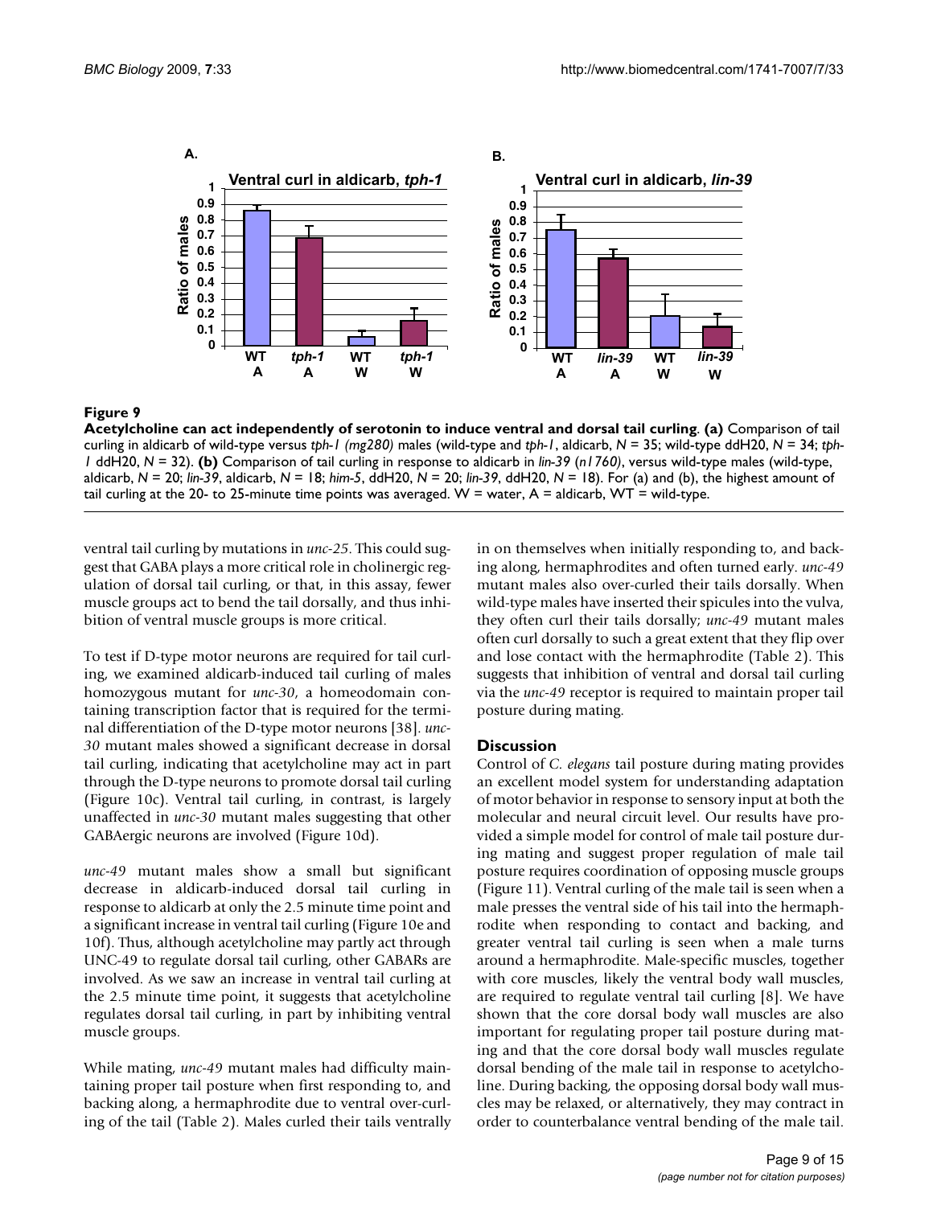**Figure 9**

**Acetylcholine can act independently of serotonin to induce ventral and dorsal tail curling**. **(a)** Comparison of tail curling in aldicarb of wild-type versus *tph-1 (mg280)* males (wild-type and *tph-1*, aldicarb, *N* = 35; wild-type ddH20, *N* = 34; *tph-1* ddH20, *N* = 32). **(b)** Comparison of tail curling in response to aldicarb in *lin-39* (*n1760*), versus wild-type males (wild-type, aldicarb, *N* = 20; *lin-39*, aldicarb, *N* = 18; *him-5*, ddH20, *N* = 20; *lin-39*, ddH20, *N* = 18). For (a) and (b), the highest amount of tail curling at the 20- to 25-minute time points was averaged. W = water, A = aldicarb, WT = wild-type.

ventral tail curling by mutations in *unc-25*. This could suggest that GABA plays a more critical role in cholinergic regulation of dorsal tail curling, or that, in this assay, fewer muscle groups act to bend the tail dorsally, and thus inhibition of ventral muscle groups is more critical.

To test if D-type motor neurons are required for tail curling, we examined aldicarb-induced tail curling of males homozygous mutant for *unc-30*, a homeodomain containing transcription factor that is required for the terminal differentiation of the D-type motor neurons [38]. *unc-30* mutant males showed a significant decrease in dorsal tail curling, indicating that acetylcholine may act in part through the D-type neurons to promote dorsal tail curling (Figure 10c). Ventral tail curling, in contrast, is largely unaffected in *unc-30* mutant males suggesting that other GABAergic neurons are involved (Figure 10d).

*unc-49* mutant males show a small but significant decrease in aldicarb-induced dorsal tail curling in response to aldicarb at only the 2.5 minute time point and a significant increase in ventral tail curling (Figure 10e and 10f). Thus, although acetylcholine may partly act through UNC-49 to regulate dorsal tail curling, other GABARs are involved. As we saw an increase in ventral tail curling at the 2.5 minute time point, it suggests that acetylcholine regulates dorsal tail curling, in part by inhibiting ventral muscle groups.

While mating, *unc-49* mutant males had difficulty maintaining proper tail posture when first responding to, and backing along, a hermaphrodite due to ventral over-curling of the tail (Table 2). Males curled their tails ventrally in on themselves when initially responding to, and backing along, hermaphrodites and often turned early. *unc-49* mutant males also over-curled their tails dorsally. When wild-type males have inserted their spicules into the vulva, they often curl their tails dorsally; *unc-49* mutant males often curl dorsally to such a great extent that they flip over and lose contact with the hermaphrodite (Table 2). This suggests that inhibition of ventral and dorsal tail curling via the *unc-49* receptor is required to maintain proper tail posture during mating.

## Discussion

Control of *C. elegans* tail posture during mating provides an excellent model system for understanding adaptation of motor behavior in response to sensory input at both the molecular and neural circuit level. Our results have provided a simple model for control of male tail posture during mating and suggest proper regulation of male tail posture requires coordination of opposing muscle groups (Figure 11). Ventral curling of the male tail is seen when a male presses the ventral side of his tail into the hermaphrodite when responding to contact and backing, and greater ventral tail curling is seen when a male turns around a hermaphrodite. Male-specific muscles, together with core muscles, likely the ventral body wall muscles, are required to regulate ventral tail curling [8]. We have shown that the core dorsal body wall muscles are also important for regulating proper tail posture during mating and that the core dorsal body wall muscles regulate dorsal bending of the male tail in response to acetylcholine. During backing, the opposing dorsal body wall muscles may be relaxed, or alternatively, they may contract in order to counterbalance ventral bending of the male tail.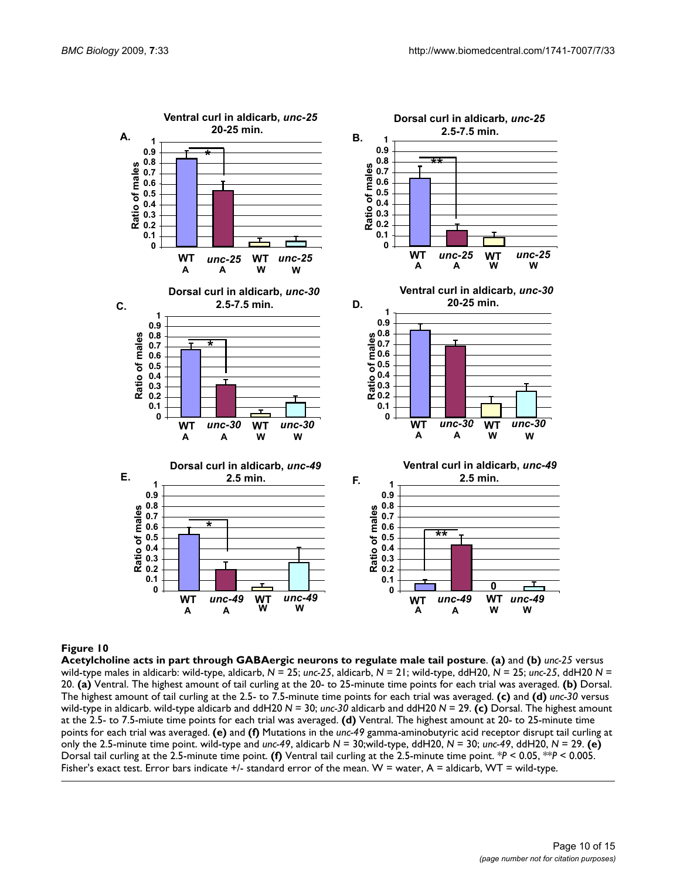**Figure 10**

**Acetylcholine acts in part through GABAergic neurons to regulate male tail posture**. **(a)** and **(b)** *unc-25* versus wild-type males in aldicarb: wild-type, aldicarb, *N* = 25; *unc-25*, aldicarb, *N* = 21; wild-type, ddH20, *N* = 25; *unc-25*, ddH20 *N* = 20. **(a)** Ventral. The highest amount of tail curling at the 20- to 25-minute time points for each trial was averaged. **(b)** Dorsal. The highest amount of tail curling at the 2.5- to 7.5-minute time points for each trial was averaged. **(c)** and **(d)** *unc-30* versus wild-type in aldicarb. wild-type aldicarb and ddH20 *N* = 30; *unc-30* aldicarb and ddH20 *N* = 29. **(c)** Dorsal. The highest amount at the 2.5- to 7.5-miute time points for each trial was averaged. **(d)** Ventral. The highest amount at 20- to 25-minute time points for each trial was averaged. **(e)** and **(f)** Mutations in the *unc-49* gamma-aminobutyric acid receptor disrupt tail curling at only the 2.5-minute time point. wild-type and *unc-49*, aldicarb *N* = 30;wild-type, ddH20, *N* = 30; *unc-49*, ddH20, *N* = 29. **(e)** Dorsal tail curling at the 2.5-minute time point. **(f)** Ventral tail curling at the 2.5-minute time point. \**P* < 0.05, \*\**P* < 0.005. Fisher's exact test. Error bars indicate +/- standard error of the mean. W = water, A = aldicarb, WT = wild-type.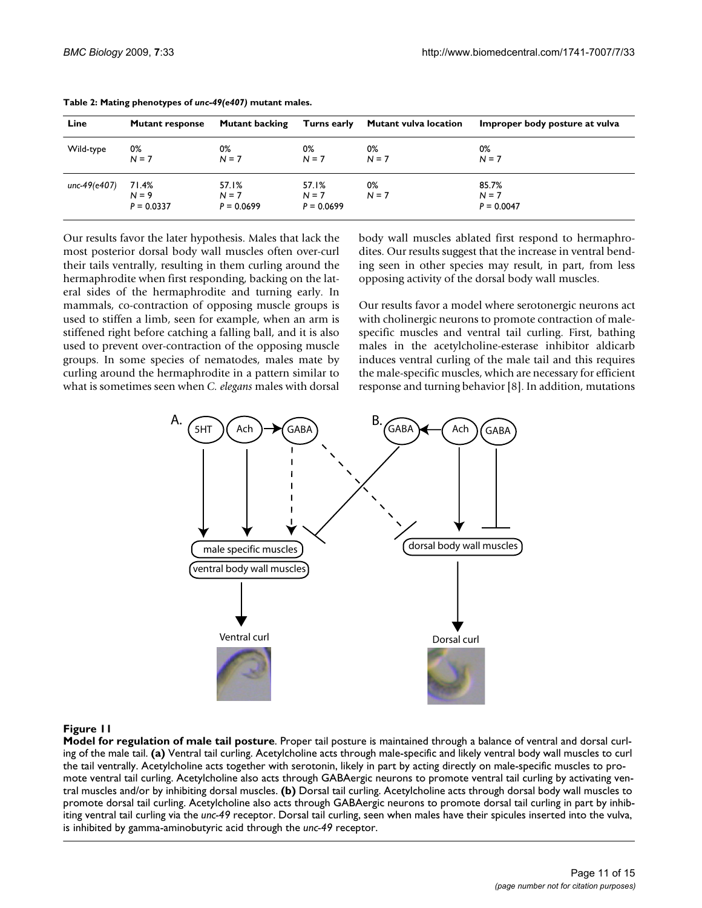**Table 2: Mating phenotypes of *unc-49(e407)* mutant males.**

| Line | Mutant response | Mutant backing | Turns early | Mutant vulva location | Improper body posture at vulva |
|---|---|---|---|---|---|
| Wild-type | 0% $N = 7$ | 0% $N = 7$ | 0% $N = 7$ | 0% $N = 7$ | 0% $N = 7$ |
| *unc-49(e407)* | 71.4% $N = 9$ $P = 0.0337$ | 57.1% $N = 7$ $P = 0.0699$ | 57.1% $N = 7$ $P = 0.0699$ | 0% $N = 7$ | 85.7% $N = 7$ $P = 0.0047$ |

Our results favor the later hypothesis. Males that lack the most posterior dorsal body wall muscles often over-curl their tails ventrally, resulting in them curling around the hermaphrodite when first responding, backing on the lateral sides of the hermaphrodite and turning early. In mammals, co-contraction of opposing muscle groups is used to stiffen a limb, seen for example, when an arm is stiffened right before catching a falling ball, and it is also used to prevent over-contraction of the opposing muscle groups. In some species of nematodes, males mate by curling around the hermaphrodite in a pattern similar to what is sometimes seen when *C. elegans* males with dorsal body wall muscles ablated first respond to hermaphrodites. Our results suggest that the increase in ventral bending seen in other species may result, in part, from less opposing activity of the dorsal body wall muscles.

Our results favor a model where serotonergic neurons act with cholinergic neurons to promote contraction of male-specific muscles and ventral tail curling. First, bathing males in the acetylcholine-esterase inhibitor aldicarb induces ventral curling of the male tail and this requires the male-specific muscles, which are necessary for efficient response and turning behavior [8]. In addition, mutations

**Figure 11**

**Model for regulation of male tail posture**. Proper tail posture is maintained through a balance of ventral and dorsal curling of the male tail. **(a)** Ventral tail curling. Acetylcholine acts through male-specific and likely ventral body wall muscles to curl the tail ventrally. Acetylcholine acts together with serotonin, likely in part by acting directly on male-specific muscles to promote ventral tail curling. Acetylcholine also acts through GABAergic neurons to promote ventral tail curling by activating ventral muscles and/or by inhibiting dorsal muscles. **(b)** Dorsal tail curling. Acetylcholine acts through dorsal body wall muscles to promote dorsal tail curling. Acetylcholine also acts through GABAergic neurons to promote dorsal tail curling in part by inhibiting ventral tail curling via the *unc-49* receptor. Dorsal tail curling, seen when males have their spicules inserted into the vulva, is inhibited by gamma-aminobutyric acid through the *unc-49* receptor.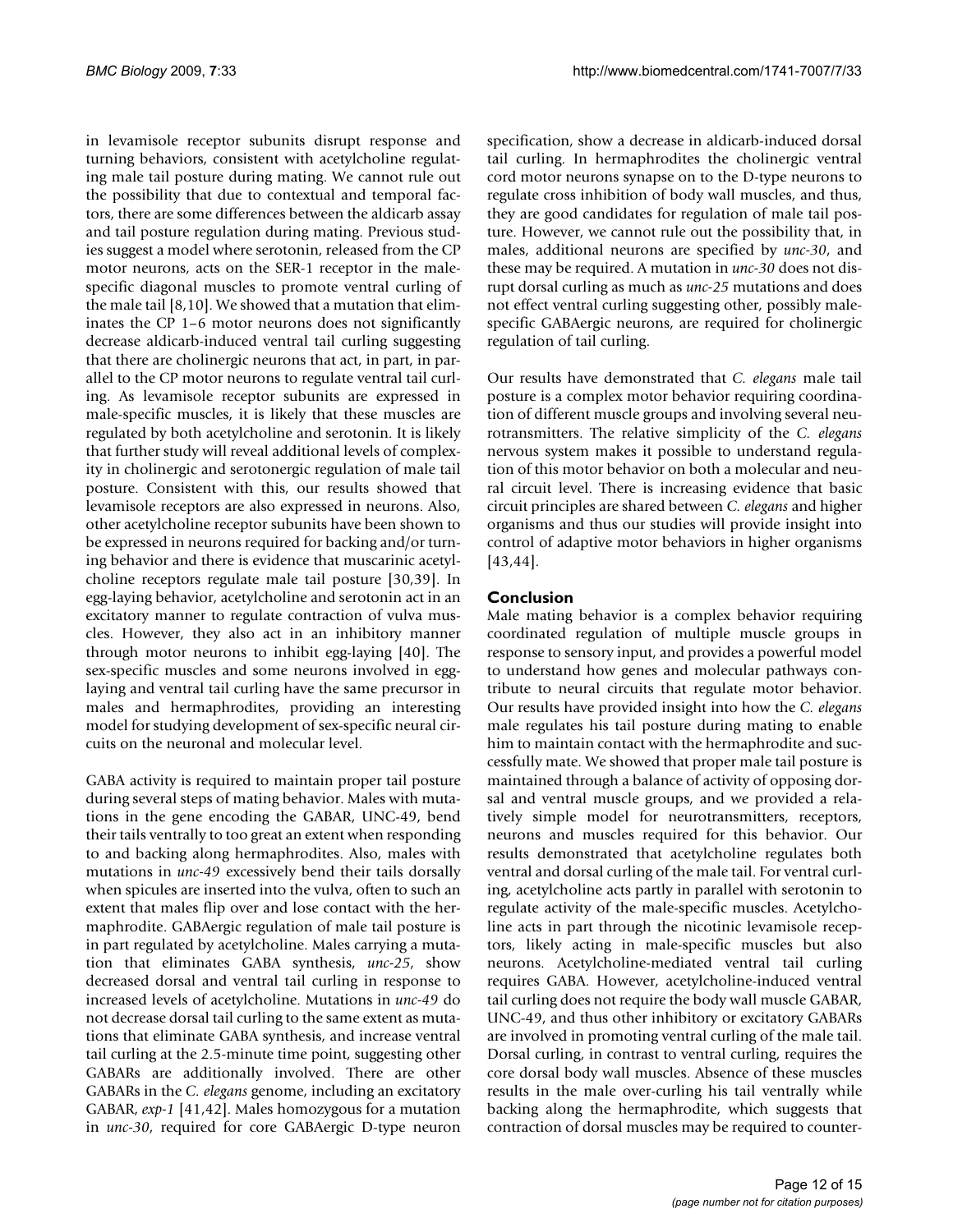in levamisole receptor subunits disrupt response and turning behaviors, consistent with acetylcholine regulating male tail posture during mating. We cannot rule out the possibility that due to contextual and temporal factors, there are some differences between the aldicarb assay and tail posture regulation during mating. Previous studies suggest a model where serotonin, released from the CP motor neurons, acts on the SER-1 receptor in the male-specific diagonal muscles to promote ventral curling of the male tail [8,10]. We showed that a mutation that eliminates the CP 1–6 motor neurons does not significantly decrease aldicarb-induced ventral tail curling suggesting that there are cholinergic neurons that act, in part, in parallel to the CP motor neurons to regulate ventral tail curling. As levamisole receptor subunits are expressed in male-specific muscles, it is likely that these muscles are regulated by both acetylcholine and serotonin. It is likely that further study will reveal additional levels of complexity in cholinergic and serotonergic regulation of male tail posture. Consistent with this, our results showed that levamisole receptors are also expressed in neurons. Also, other acetylcholine receptor subunits have been shown to be expressed in neurons required for backing and/or turning behavior and there is evidence that muscarinic acetylcholine receptors regulate male tail posture [30,39]. In egg-laying behavior, acetylcholine and serotonin act in an excitatory manner to regulate contraction of vulva muscles. However, they also act in an inhibitory manner through motor neurons to inhibit egg-laying [40]. The sex-specific muscles and some neurons involved in egg-laying and ventral tail curling have the same precursor in males and hermaphrodites, providing an interesting model for studying development of sex-specific neural circuits on the neuronal and molecular level.

GABA activity is required to maintain proper tail posture during several steps of mating behavior. Males with mutations in the gene encoding the GABAR, UNC-49, bend their tails ventrally to too great an extent when responding to and backing along hermaphrodites. Also, males with mutations in *unc-49* excessively bend their tails dorsally when spicules are inserted into the vulva, often to such an extent that males flip over and lose contact with the hermaphrodite. GABAergic regulation of male tail posture is in part regulated by acetylcholine. Males carrying a mutation that eliminates GABA synthesis, *unc-25*, show decreased dorsal and ventral tail curling in response to increased levels of acetylcholine. Mutations in *unc-49* do not decrease dorsal tail curling to the same extent as mutations that eliminate GABA synthesis, and increase ventral tail curling at the 2.5-minute time point, suggesting other GABARs are additionally involved. There are other GABARs in the *C. elegans* genome, including an excitatory GABAR, *exp-1* [41,42]. Males homozygous for a mutation in *unc-30*, required for core GABAergic D-type neuron specification, show a decrease in aldicarb-induced dorsal tail curling. In hermaphrodites the cholinergic ventral cord motor neurons synapse on to the D-type neurons to regulate cross inhibition of body wall muscles, and thus, they are good candidates for regulation of male tail posture. However, we cannot rule out the possibility that, in males, additional neurons are specified by *unc-30*, and these may be required. A mutation in *unc-30* does not disrupt dorsal curling as much as *unc-25* mutations and does not effect ventral curling suggesting other, possibly male-specific GABAergic neurons, are required for cholinergic regulation of tail curling.

Our results have demonstrated that *C. elegans* male tail posture is a complex motor behavior requiring coordination of different muscle groups and involving several neurotransmitters. The relative simplicity of the *C. elegans* nervous system makes it possible to understand regulation of this motor behavior on both a molecular and neural circuit level. There is increasing evidence that basic circuit principles are shared between *C. elegans* and higher organisms and thus our studies will provide insight into control of adaptive motor behaviors in higher organisms [43,44].

## Conclusion

Male mating behavior is a complex behavior requiring coordinated regulation of multiple muscle groups in response to sensory input, and provides a powerful model to understand how genes and molecular pathways contribute to neural circuits that regulate motor behavior. Our results have provided insight into how the *C. elegans* male regulates his tail posture during mating to enable him to maintain contact with the hermaphrodite and successfully mate. We showed that proper male tail posture is maintained through a balance of activity of opposing dorsal and ventral muscle groups, and we provided a relatively simple model for neurotransmitters, receptors, neurons and muscles required for this behavior. Our results demonstrated that acetylcholine regulates both ventral and dorsal curling of the male tail. For ventral curling, acetylcholine acts partly in parallel with serotonin to regulate activity of the male-specific muscles. Acetylcholine acts in part through the nicotinic levamisole receptors, likely acting in male-specific muscles but also neurons. Acetylcholine-mediated ventral tail curling requires GABA. However, acetylcholine-induced ventral tail curling does not require the body wall muscle GABAR, UNC-49, and thus other inhibitory or excitatory GABARs are involved in promoting ventral curling of the male tail. Dorsal curling, in contrast to ventral curling, requires the core dorsal body wall muscles. Absence of these muscles results in the male over-curling his tail ventrally while backing along the hermaphrodite, which suggests that contraction of dorsal muscles may be required to counter-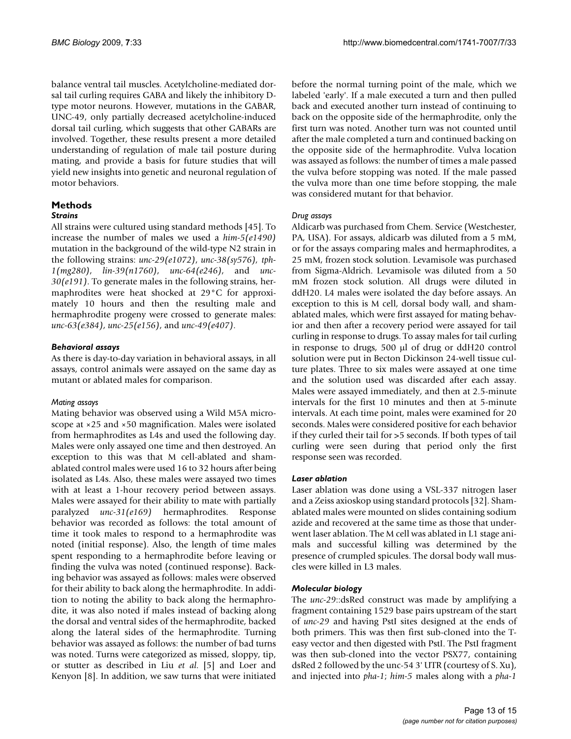balance ventral tail muscles. Acetylcholine-mediated dorsal tail curling requires GABA and likely the inhibitory D-type motor neurons. However, mutations in the GABAR, UNC-49, only partially decreased acetylcholine-induced dorsal tail curling, which suggests that other GABARs are involved. Together, these results present a more detailed understanding of regulation of male tail posture during mating, and provide a basis for future studies that will yield new insights into genetic and neuronal regulation of motor behaviors.

## Methods

### *Strains*

All strains were cultured using standard methods [45]. To increase the number of males we used a *him-5(e1490)* mutation in the background of the wild-type N2 strain in the following strains: *unc-29(e1072)*, *unc-38(sy576)*, *tph-1(mg280)*, *lin-39(n1760)*, *unc-64(e246)*, and *unc-30(e191)*. To generate males in the following strains, hermaphrodites were heat shocked at 29°C for approximately 10 hours and then the resulting male and hermaphrodite progeny were crossed to generate males: *unc-63(e384)*, *unc-25(e156)*, and *unc-49(e407)*.

### *Behavioral assays*

As there is day-to-day variation in behavioral assays, in all assays, control animals were assayed on the same day as mutant or ablated males for comparison.

#### *Mating assays*

Mating behavior was observed using a Wild M5A microscope at ×25 and ×50 magnification. Males were isolated from hermaphrodites as L4s and used the following day. Males were only assayed one time and then destroyed. An exception to this was that M cell-ablated and sham-ablated control males were used 16 to 32 hours after being isolated as L4s. Also, these males were assayed two times with at least a 1-hour recovery period between assays. Males were assayed for their ability to mate with partially paralyzed *unc-31(e169)* hermaphrodites. Response behavior was recorded as follows: the total amount of time it took males to respond to a hermaphrodite was noted (initial response). Also, the length of time males spent responding to a hermaphrodite before leaving or finding the vulva was noted (continued response). Backing behavior was assayed as follows: males were observed for their ability to back along the hermaphrodite. In addition to noting the ability to back along the hermaphrodite, it was also noted if males instead of backing along the dorsal and ventral sides of the hermaphrodite, backed along the lateral sides of the hermaphrodite. Turning behavior was assayed as follows: the number of bad turns was noted. Turns were categorized as missed, sloppy, tip, or stutter as described in Liu *et al.* [5] and Loer and Kenyon [8]. In addition, we saw turns that were initiated before the normal turning point of the male, which we labeled 'early'. If a male executed a turn and then pulled back and executed another turn instead of continuing to back on the opposite side of the hermaphrodite, only the first turn was noted. Another turn was not counted until after the male completed a turn and continued backing on the opposite side of the hermaphrodite. Vulva location was assayed as follows: the number of times a male passed the vulva before stopping was noted. If the male passed the vulva more than one time before stopping, the male was considered mutant for that behavior.

#### *Drug assays*

Aldicarb was purchased from Chem. Service (Westchester, PA, USA). For assays, aldicarb was diluted from a 5 mM, or for the assays comparing males and hermaphrodites, a 25 mM, frozen stock solution. Levamisole was purchased from Sigma-Aldrich. Levamisole was diluted from a 50 mM frozen stock solution. All drugs were diluted in ddH20. L4 males were isolated the day before assays. An exception to this is M cell, dorsal body wall, and sham-ablated males, which were first assayed for mating behavior and then after a recovery period were assayed for tail curling in response to drugs. To assay males for tail curling in response to drugs, 500 μl of drug or ddH20 control solution were put in Becton Dickinson 24-well tissue culture plates. Three to six males were assayed at one time and the solution used was discarded after each assay. Males were assayed immediately, and then at 2.5-minute intervals for the first 10 minutes and then at 5-minute intervals. At each time point, males were examined for 20 seconds. Males were considered positive for each behavior if they curled their tail for >5 seconds. If both types of tail curling were seen during that period only the first response seen was recorded.

### *Laser ablation*

Laser ablation was done using a VSL-337 nitrogen laser and a Zeiss axioskop using standard protocols [32]. Sham-ablated males were mounted on slides containing sodium azide and recovered at the same time as those that underwent laser ablation. The M cell was ablated in L1 stage animals and successful killing was determined by the presence of crumpled spicules. The dorsal body wall muscles were killed in L3 males.

### *Molecular biology*

The *unc-29*::dsRed construct was made by amplifying a fragment containing 1529 base pairs upstream of the start of *unc-29* and having PstI sites designed at the ends of both primers. This was then first sub-cloned into the T-easy vector and then digested with PstI. The PstI fragment was then sub-cloned into the vector PSX77, containing dsRed 2 followed by the unc-54 3' UTR (courtesy of S. Xu), and injected into *pha-1*; *him-5* males along with a *pha-1*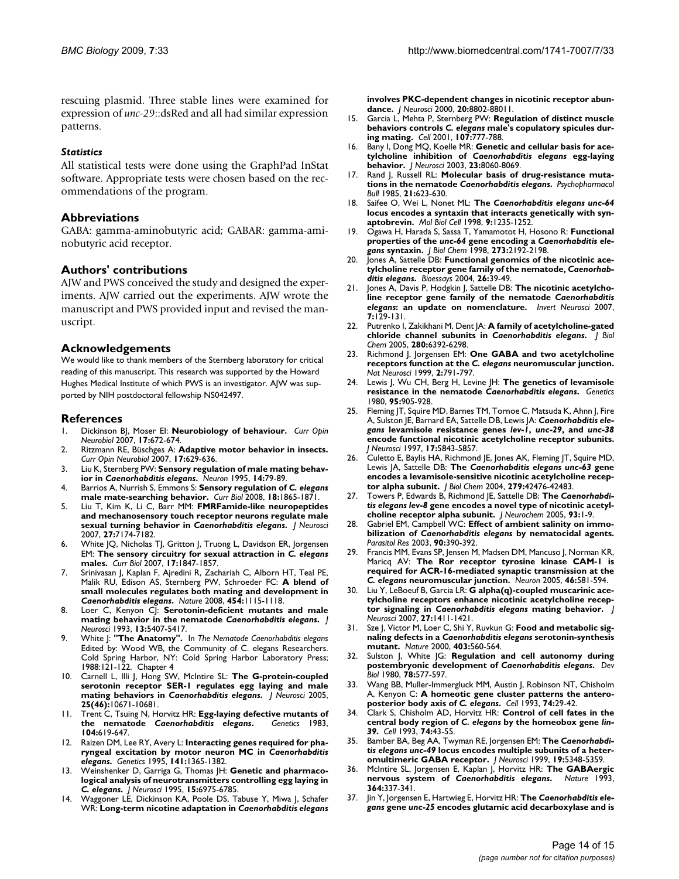rescuing plasmid. Three stable lines were examined for expression of *unc-29*::dsRed and all had similar expression patterns.

### *Statistics*

All statistical tests were done using the GraphPad InStat software. Appropriate tests were chosen based on the recommendations of the program.

## Abbreviations

GABA: gamma-aminobutyric acid; GABAR: gamma-aminobutyric acid receptor.

## Authors' contributions

AJW and PWS conceived the study and designed the experiments. AJW carried out the experiments. AJW wrote the manuscript and PWS provided input and revised the manuscript.

## Acknowledgements

We would like to thank members of the Sternberg laboratory for critical reading of this manuscript. This research was supported by the Howard Hughes Medical Institute of which PWS is an investigator. AJW was supported by NIH postdoctoral fellowship NS042497.

## References

1. Dickinson BJ, Moser EI: **Neurobiology of behaviour.** *Curr Opin Neurobiol* 2007, **17:**672-674.
2. Ritzmann RE, Büschges A: **Adaptive motor behavior in insects.** *Curr Opin Neurobiol* 2007, **17:**629-636.
3. Liu K, Sternberg PW: **Sensory regulation of male mating behavior in *Caenorhabditis elegans*.** *Neuron* 1995, **14:**79-89.
4. Barrios A, Nurrish S, Emmons S: **Sensory regulation of *C. elegans* male mate-searching behavior.** *Curr Biol* 2008, **18:**1865-1871.
5. Liu T, Kim K, Li C, Barr MM: **FMRFamide-like neuropeptides and mechanosensory touch receptor neurons regulate male sexual turning behavior in *Caenorhabditis elegans*.** *J Neurosci* 2007, **27:**7174-7182.
6. White JQ, Nicholas TJ, Gritton J, Truong L, Davidson ER, Jorgensen EM: **The sensory circuitry for sexual attraction in *C. elegans* males.** *Curr Biol* 2007, **17:**1847-1857.
7. Srinivasan J, Kaplan F, Ajredini R, Zachariah C, Alborn HT, Teal PE, Malik RU, Edison AS, Sternberg PW, Schroeder FC: **A blend of small molecules regulates both mating and development in *Caenorhabditis elegans*.** *Nature* 2008, **454:**1115-1118.
8. Loer C, Kenyon CJ: **Serotonin-deficient mutants and male mating behavior in the nematode *Caenorhabditis elegans*.** *J Neurosci* 1993, **13:**5407-5417.
9. White J: **"The Anatomy".** In *The Nematode Caenorhabditis elegans* Edited by: Wood WB, the Community of C. elegans Researchers. Cold Spring Harbor, NY: Cold Spring Harbor Laboratory Press; 1988:121-122. Chapter 4
10. Carnell L, Illi J, Hong SW, McIntire SL: **The G-protein-coupled serotonin receptor SER-1 regulates egg laying and male mating behaviors in *Caenorhabditis elegans*.** *J Neurosci* 2005, **25(46):**10671-10681.
11. Trent C, Tsuing N, Horvitz HR: **Egg-laying defective mutants of the nematode *Caenorhabditis elegans*.** *Genetics* 1983, **104:**619-647.
12. Raizen DM, Lee RY, Avery L: **Interacting genes required for pharyngeal excitation by motor neuron MC in *Caenorhabditis elegans*.** *Genetics* 1995, **141:**1365-1382.
13. Weinshenker D, Garriga G, Thomas JH: **Genetic and pharmacological analysis of neurotransmitters controlling egg laying in *C. elegans*.** *J Neurosci* 1995, **15:**6975-6785.
14. Waggoner LE, Dickinson KA, Poole DS, Tabuse Y, Miwa J, Schafer WR: **Long-term nicotine adaptation in *Caenorhabditis elegans* involves PKC-dependent changes in nicotinic receptor abundance.** *J Neurosci* 2000, **20:**8802-88011.
15. Garcia L, Mehta P, Sternberg PW: **Regulation of distinct muscle behaviors controls *C. elegans* male's copulatory spicules during mating.** *Cell* 2001, **107:**777-788.
16. Bany I, Dong MQ, Koelle MR: **Genetic and cellular basis for acetylcholine inhibition of *Caenorhabditis elegans* egg-laying behavior.** *J Neurosci* 2003, **23:**8060-8069.
17. Rand J, Russell RL: **Molecular basis of drug-resistance mutations in the nematode *Caenorhabditis elegans*.** *Psychopharmacol Bull* 1985, **21:**623-630.
18. Saifee O, Wei L, Nonet ML: **The *Caenorhabditis elegans unc-64* locus encodes a syntaxin that interacts genetically with synaptobrevin.** *Mol Biol Cell* 1998, **9:**1235-1252.
19. Ogawa H, Harada S, Sassa T, Yamamotot H, Hosono R: **Functional properties of the *unc-64* gene encoding a *Caenorhabditis elegans* syntaxin.** *J Biol Chem* 1998, **273:**2192-2198.
20. Jones A, Sattelle DB: **Functional genomics of the nicotinic acetylcholine receptor gene family of the nematode, *Caenorhabditis elegans*.** *Bioessays* 2004, **26:**39-49.
21. Jones A, Davis P, Hodgkin J, Sattelle DB: **The nicotinic acetylcholine receptor gene family of the nematode *Caenorhabditis elegans*: an update on nomenclature.** *Invert Neurosci* 2007, **7:**129-131.
22. Putrenko I, Zakikhani M, Dent JA: **A family of acetylcholine-gated chloride channel subunits in *Caenorhabditis elegans*.** *J Biol Chem* 2005, **280:**6392-6298.
23. Richmond J, Jorgensen EM: **One GABA and two acetylcholine receptors function at the *C. elegans* neuromuscular junction.** *Nat Neurosci* 1999, **2:**791-797.
24. Lewis J, Wu CH, Berg H, Levine JH: **The genetics of levamisole resistance in the nematode *Caenorhabditis elegans*.** *Genetics* 1980, **95:**905-928.
25. Fleming JT, Squire MD, Barnes TM, Tornoe C, Matsuda K, Ahnn J, Fire A, Sulston JE, Barnard EA, Sattelle DB, Lewis JA: ***Caenorhabditis elegans* levamisole resistance genes *lev-1*, *unc-29*, and *unc-38* encode functional nicotinic acetylcholine receptor subunits.** *J Neurosci* 1997, **17:**5843-5857.
26. Culetto E, Baylis HA, Richmond JE, Jones AK, Fleming JT, Squire MD, Lewis JA, Sattelle DB: **The *Caenorhabditis elegans unc-63* gene encodes a levamisole-sensitive nicotinic acetylcholine receptor alpha subunit.** *J Biol Chem* 2004, **279:**42476-42483.
27. Towers P, Edwards B, Richmond JE, Sattelle DB: **The *Caenorhabditis elegans lev-8* gene encodes a novel type of nicotinic acetylcholine receptor alpha subunit.** *J Neurochem* 2005, **93:**1-9.
28. Gabriel EM, Campbell WC: **Effect of ambient salinity on immobilization of *Caenorhabditis elegans* by nematocidal agents.** *Parasitol Res* 2003, **90:**390-392.
29. Francis MM, Evans SP, Jensen M, Madsen DM, Mancuso J, Norman KR, Maricq AV: **The Ror receptor tyrosine kinase CAM-1 is required for ACR-16-mediated synaptic transmission at the *C. elegans* neuromuscular junction.** *Neuron* 2005, **46:**581-594.
30. Liu Y, LeBoeuf B, Garcia LR: **G alpha(q)-coupled muscarinic acetylcholine receptors enhance nicotinic acetylcholine receptor signaling in *Caenorhabditis elegans* mating behavior.** *J Neurosci* 2007, **27:**1411-1421.
31. Sze J, Victor M, Loer C, Shi Y, Ruvkun G: **Food and metabolic signaling defects in a *Caenorhabditis elegans* serotonin-synthesis mutant.** *Nature* 2000, **403:**560-564.
32. Sulston J, White JG: **Regulation and cell autonomy during postembryonic development of *Caenorhabditis elegans*.** *Dev Biol* 1980, **78:**577-597.
33. Wang BB, Muller-Immergluck MM, Austin J, Robinson NT, Chisholm A, Kenyon C: **A homeotic gene cluster patterns the anteroposterior body axis of *C. elegans*.** *Cell* 1993, **74:**29-42.
34. Clark S, Chisholm AD, Horvitz HR: **Control of cell fates in the central body region of *C. elegans* by the homeobox gene *lin-39*.** *Cell* 1993, **74:**43-55.
35. Bamber BA, Beg AA, Twyman RE, Jorgensen EM: **The *Caenorhabditis elegans unc-49* locus encodes multiple subunits of a heteromultimeric GABA receptor.** *J Neurosci* 1999, **19:**5348-5359.
36. McIntire SL, Jorgensen E, Kaplan J, Horvitz HR: **The GABAergic nervous system of *Caenorhabditis elegans*.** *Nature* 1993, **364:**337-341.
37. Jin Y, Jorgensen E, Hartwieg E, Horvitz HR: **The *Caenorhabditis elegans* gene *unc-25* encodes glutamic acid decarboxylase and is**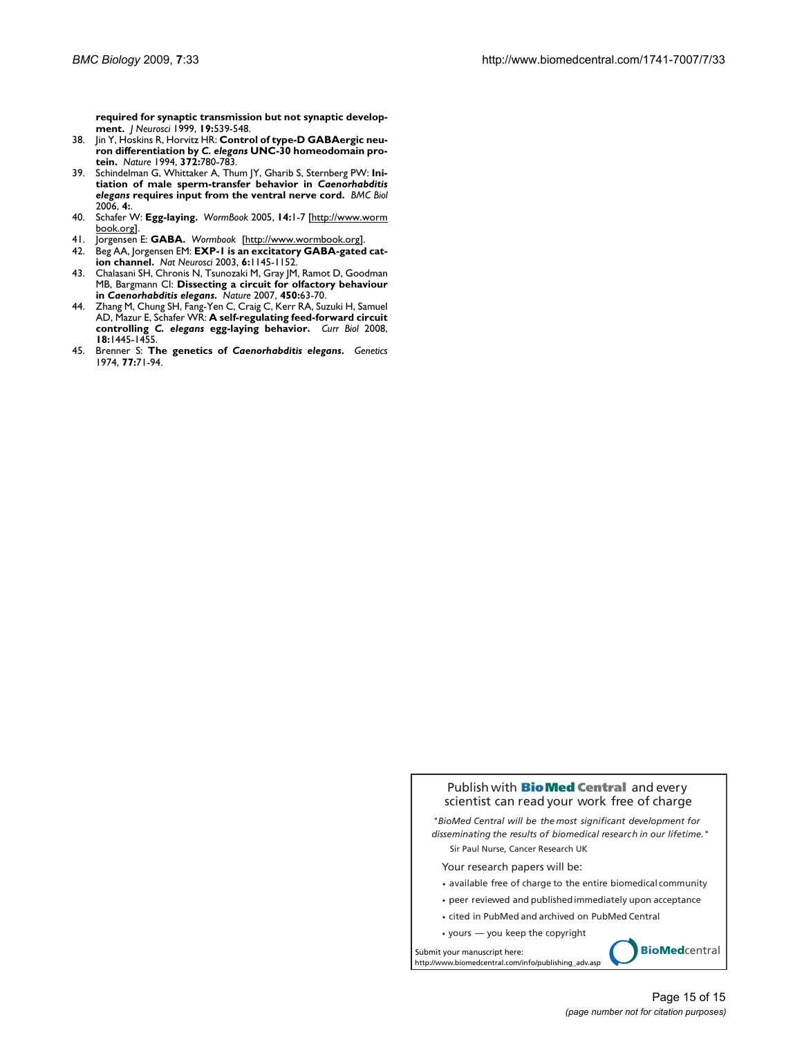**required for synaptic transmission but not synaptic development.** *J Neurosci* 1999, **19:**539-548.

38. Jin Y, Hoskins R, Horvitz HR: **Control of type-D GABAergic neuron differentiation by *C. elegans* UNC-30 homeodomain protein.** *Nature* 1994, **372:**780-783.
39. Schindelman G, Whittaker A, Thum JY, Gharib S, Sternberg PW: **Initiation of male sperm-transfer behavior in *Caenorhabditis elegans* requires input from the ventral nerve cord.** *BMC Biol* 2006, **4:**.
40. Schafer W: **Egg-laying.** *WormBook* 2005, **14:**1-7 [http://www.wormbook.org].
41. Jorgensen E: **GABA.** *Wormbook* [http://www.wormbook.org].
42. Beg AA, Jorgensen EM: **EXP-1 is an excitatory GABA-gated cation channel.** *Nat Neurosci* 2003, **6:**1145-1152.
43. Chalasani SH, Chronis N, Tsunozaki M, Gray JM, Ramot D, Goodman MB, Bargmann CI: **Dissecting a circuit for olfactory behaviour in *Caenorhabditis elegans*.** *Nature* 2007, **450:**63-70.
44. Zhang M, Chung SH, Fang-Yen C, Craig C, Kerr RA, Suzuki H, Samuel AD, Mazur E, Schafer WR: **A self-regulating feed-forward circuit controlling *C. elegans* egg-laying behavior.** *Curr Biol* 2008, **18:**1445-1455.
45. Brenner S: **The genetics of *Caenorhabditis elegans*.** *Genetics* 1974, **77:**71-94.

Publish with **BioMed Central** and every scientist can read your work free of charge

*"BioMed Central will be the most significant development for disseminating the results of biomedical research in our lifetime."*

Sir Paul Nurse, Cancer Research UK

Your research papers will be:

- available free of charge to the entire biomedical community
- peer reviewed and published immediately upon acceptance
- cited in PubMed and archived on PubMed Central
- yours — you keep the copyright

Submit your manuscript here:
http://www.biomedcentral.com/info/publishing_adv.asp

**BioMed**central